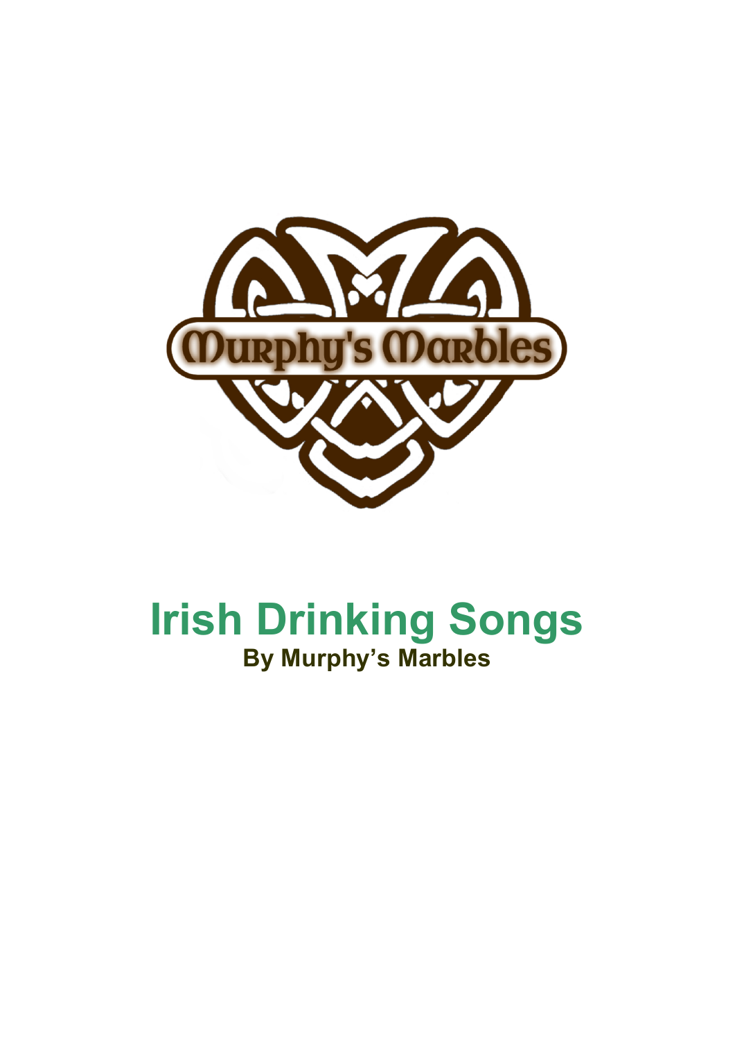# Irish Drinking Songs

**By Murphy's Marbles**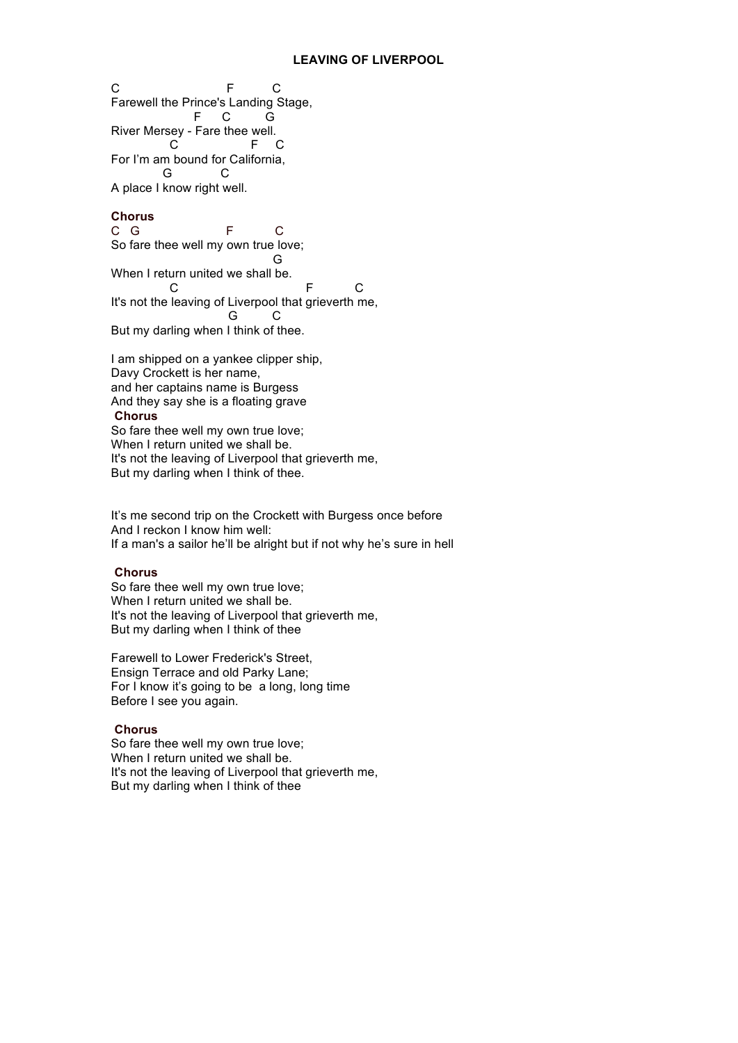# LEAVING OF LIVERPOOL

```
C                          F         C
Farewell the Prince's Landing Stage,
                F     C        G
River Mersey - Fare thee well.
           C                    F    C
For I'm am bound for California,
          G           C
A place I know right well.
```

**Chorus**

```
C  G                    F          C
So fare thee well my own true love;
                                   G
When I return united we shall be.
           C                              F          C
It's not the leaving of Liverpool that grieverth me,
                         G        C
But my darling when I think of thee.
```

I am shipped on a yankee clipper ship,
Davy Crockett is her name,
and her captains name is Burgess
And they say she is a floating grave

**Chorus**

So fare thee well my own true love;
When I return united we shall be.
It's not the leaving of Liverpool that grieverth me,
But my darling when I think of thee.

It's me second trip on the Crockett with Burgess once before
And I reckon I know him well:
If a man's a sailor he'll be alright but if not why he's sure in hell

**Chorus**

So fare thee well my own true love;
When I return united we shall be.
It's not the leaving of Liverpool that grieverth me,
But my darling when I think of thee

Farewell to Lower Frederick's Street,
Ensign Terrace and old Parky Lane;
For I know it's going to be a long, long time
Before I see you again.

**Chorus**

So fare thee well my own true love;
When I return united we shall be.
It's not the leaving of Liverpool that grieverth me,
But my darling when I think of thee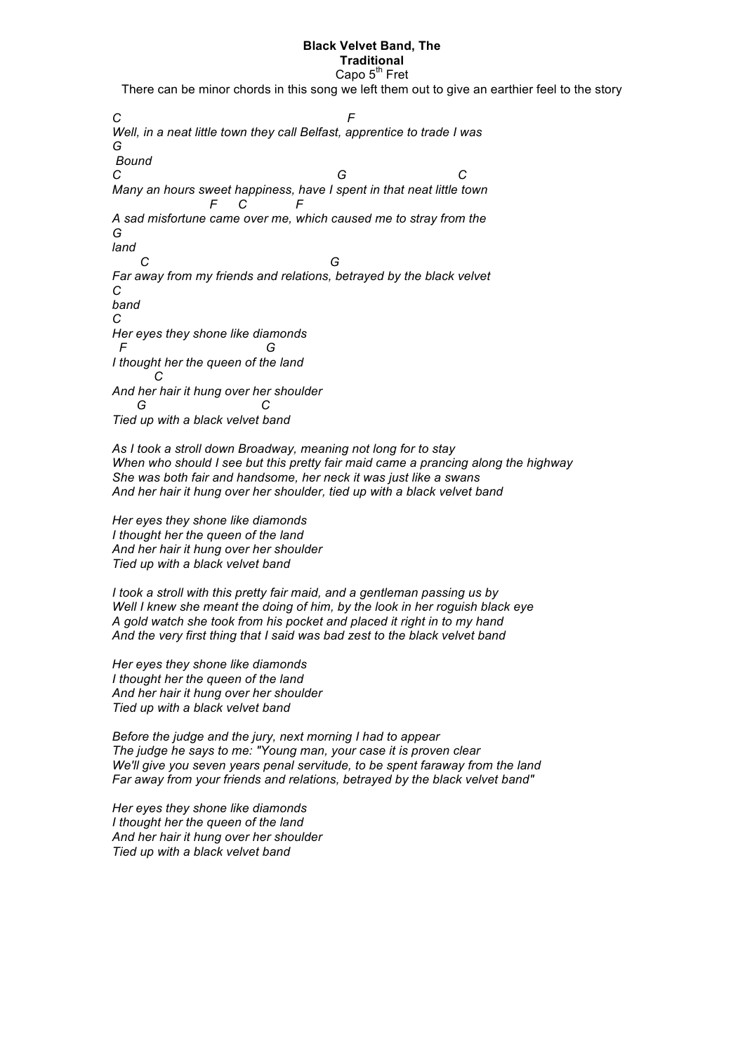**Black Velvet Band, The**
**Traditional**
Capo 5th Fret

There can be minor chords in this song we left them out to give an earthier feel to the story

```
C                                          F
Well, in a neat little town they call Belfast, apprentice to trade I was
G
 Bound
C                                       G                    C
Many an hours sweet happiness, have I spent in that neat little town
                   F     C          F
A sad misfortune came over me, which caused me to stray from the
G
land
     C                                G
Far away from my friends and relations, betrayed by the black velvet
C
band
C
Her eyes they shone like diamonds
  F                          G
I thought her the queen of the land
        C
And her hair it hung over her shoulder
     G                         C
Tied up with a black velvet band
```

*As I took a stroll down Broadway, meaning not long for to stay*
*When who should I see but this pretty fair maid came a prancing along the highway*
*She was both fair and handsome, her neck it was just like a swans*
*And her hair it hung over her shoulder, tied up with a black velvet band*

*Her eyes they shone like diamonds*
*I thought her the queen of the land*
*And her hair it hung over her shoulder*
*Tied up with a black velvet band*

*I took a stroll with this pretty fair maid, and a gentleman passing us by*
*Well I knew she meant the doing of him, by the look in her roguish black eye*
*A gold watch she took from his pocket and placed it right in to my hand*
*And the very first thing that I said was bad zest to the black velvet band*

*Her eyes they shone like diamonds*
*I thought her the queen of the land*
*And her hair it hung over her shoulder*
*Tied up with a black velvet band*

*Before the judge and the jury, next morning I had to appear*
*The judge he says to me: "Young man, your case it is proven clear*
*We'll give you seven years penal servitude, to be spent faraway from the land*
*Far away from your friends and relations, betrayed by the black velvet band"*

*Her eyes they shone like diamonds*
*I thought her the queen of the land*
*And her hair it hung over her shoulder*
*Tied up with a black velvet band*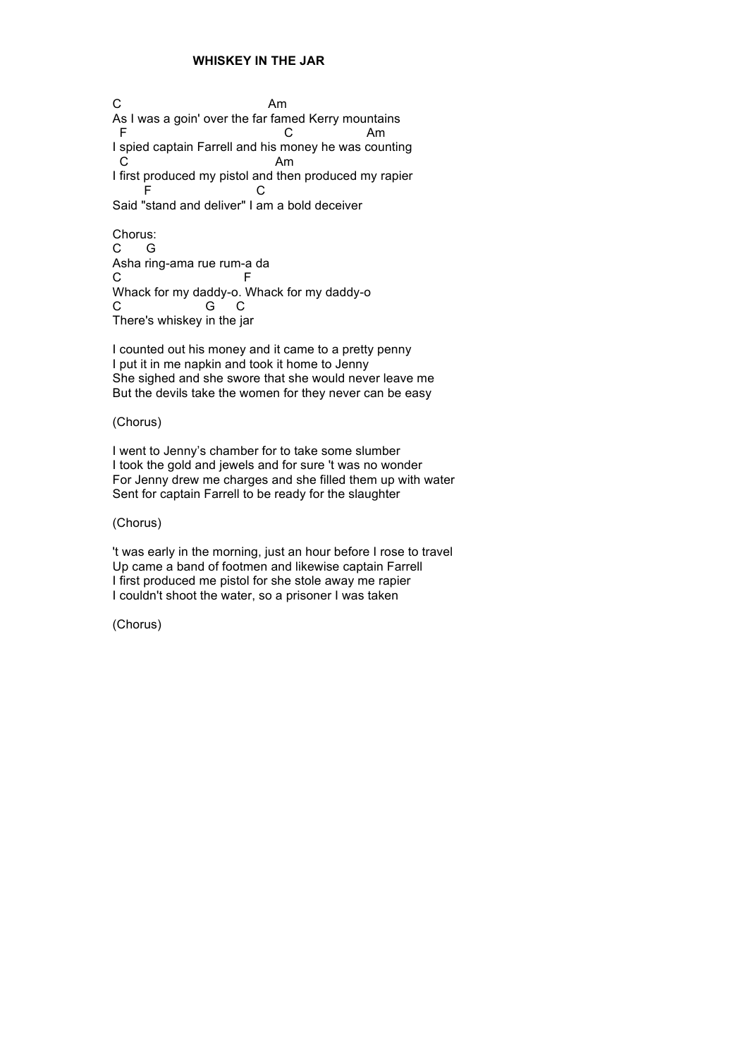**WHISKEY IN THE JAR**

```
C                                 Am
As I was a goin' over the far famed Kerry mountains
  F                                     C                  Am
I spied captain Farrell and his money he was counting
  C                                 Am
I first produced my pistol and then produced my rapier
        F                         C
Said "stand and deliver" I am a bold deceiver
```

Chorus:

```
C      G
Asha ring-ama rue rum-a da
C                           F
Whack for my daddy-o. Whack for my daddy-o
C                  G     C
There's whiskey in the jar
```

I counted out his money and it came to a pretty penny
I put it in me napkin and took it home to Jenny
She sighed and she swore that she would never leave me
But the devils take the women for they never can be easy

(Chorus)

I went to Jenny's chamber for to take some slumber
I took the gold and jewels and for sure 't was no wonder
For Jenny drew me charges and she filled them up with water
Sent for captain Farrell to be ready for the slaughter

(Chorus)

't was early in the morning, just an hour before I rose to travel
Up came a band of footmen and likewise captain Farrell
I first produced me pistol for she stole away me rapier
I couldn't shoot the water, so a prisoner I was taken

(Chorus)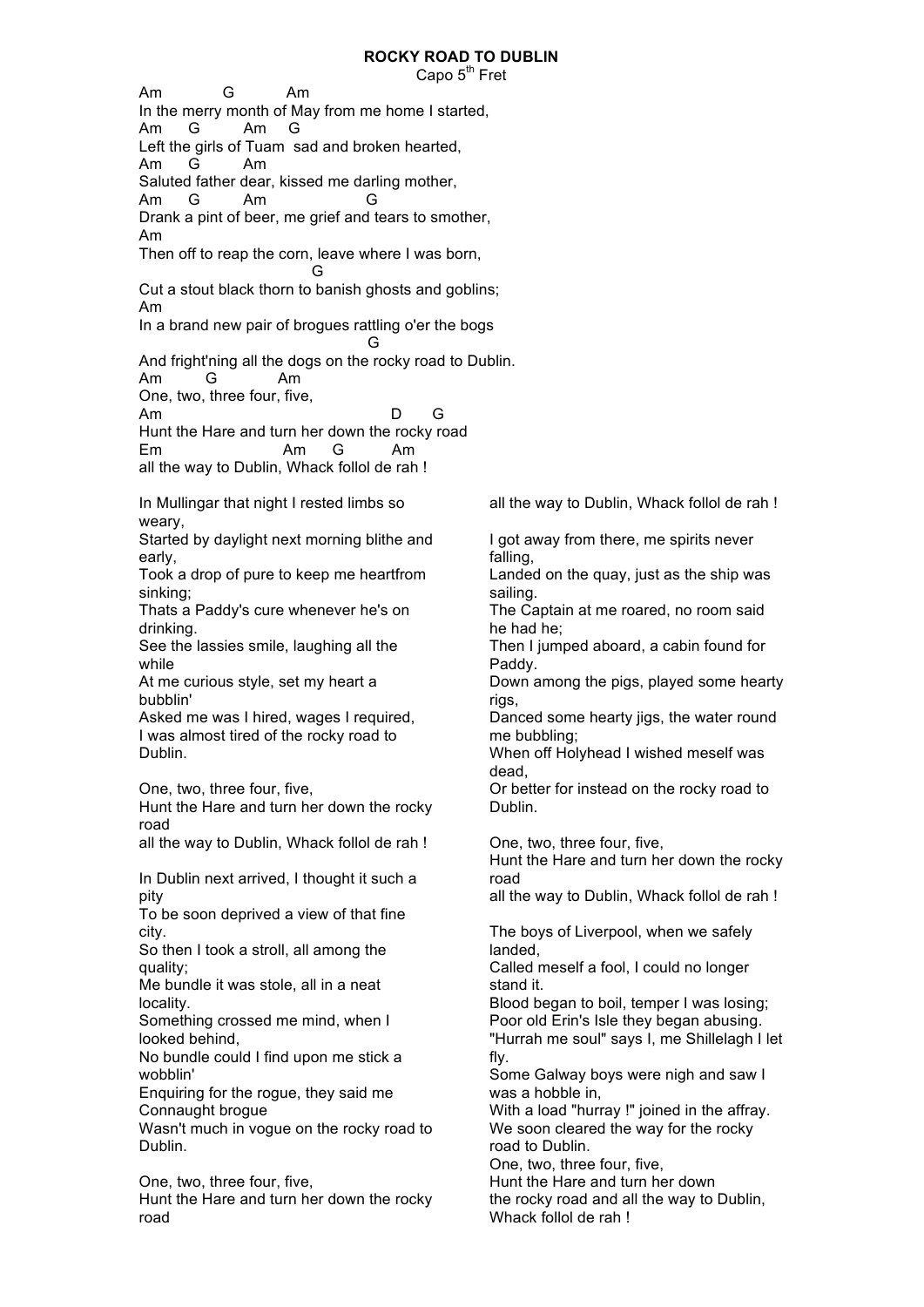# ROCKY ROAD TO DUBLIN

Capo 5th Fret

```
Am            G          Am
In the merry month of May from me home I started,
Am     G         Am    G
Left the girls of Tuam  sad and broken hearted,
Am     G         Am
Saluted father dear, kissed me darling mother,
Am     G         Am                  G
Drank a pint of beer, me grief and tears to smother,
Am
Then off to reap the corn, leave where I was born,
                                 G
Cut a stout black thorn to banish ghosts and goblins;
Am
In a brand new pair of brogues rattling o'er the bogs
                                          G
And fright'ning all the dogs on the rocky road to Dublin.
Am         G            Am
One, two, three four, five,
Am                                        D      G
Hunt the Hare and turn her down the rocky road
Em                        Am     G          Am
all the way to Dublin, Whack follol de rah !
```

In Mullingar that night I rested limbs so weary,
Started by daylight next morning blithe and early,
Took a drop of pure to keep me heartfrom sinking;
Thats a Paddy's cure whenever he's on drinking.
See the lassies smile, laughing all the while
At me curious style, set my heart a bubblin'
Asked me was I hired, wages I required,
I was almost tired of the rocky road to Dublin.

One, two, three four, five,
Hunt the Hare and turn her down the rocky road
all the way to Dublin, Whack follol de rah !

In Dublin next arrived, I thought it such a pity
To be soon deprived a view of that fine city.
So then I took a stroll, all among the quality;
Me bundle it was stole, all in a neat locality.
Something crossed me mind, when I looked behind,
No bundle could I find upon me stick a wobblin'
Enquiring for the rogue, they said me Connaught brogue
Wasn't much in vogue on the rocky road to Dublin.

One, two, three four, five,
Hunt the Hare and turn her down the rocky road
all the way to Dublin, Whack follol de rah !

I got away from there, me spirits never falling,
Landed on the quay, just as the ship was sailing.
The Captain at me roared, no room said he had he;
Then I jumped aboard, a cabin found for Paddy.
Down among the pigs, played some hearty rigs,
Danced some hearty jigs, the water round me bubbling;
When off Holyhead I wished meself was dead,
Or better for instead on the rocky road to Dublin.

One, two, three four, five,
Hunt the Hare and turn her down the rocky road
all the way to Dublin, Whack follol de rah !

The boys of Liverpool, when we safely landed,
Called meself a fool, I could no longer stand it.
Blood began to boil, temper I was losing;
Poor old Erin's Isle they began abusing.
"Hurrah me soul" says I, me Shillelagh I let fly.
Some Galway boys were nigh and saw I was a hobble in,
With a load "hurray !" joined in the affray.
We soon cleared the way for the rocky road to Dublin.
One, two, three four, five,
Hunt the Hare and turn her down
the rocky road and all the way to Dublin,
Whack follol de rah !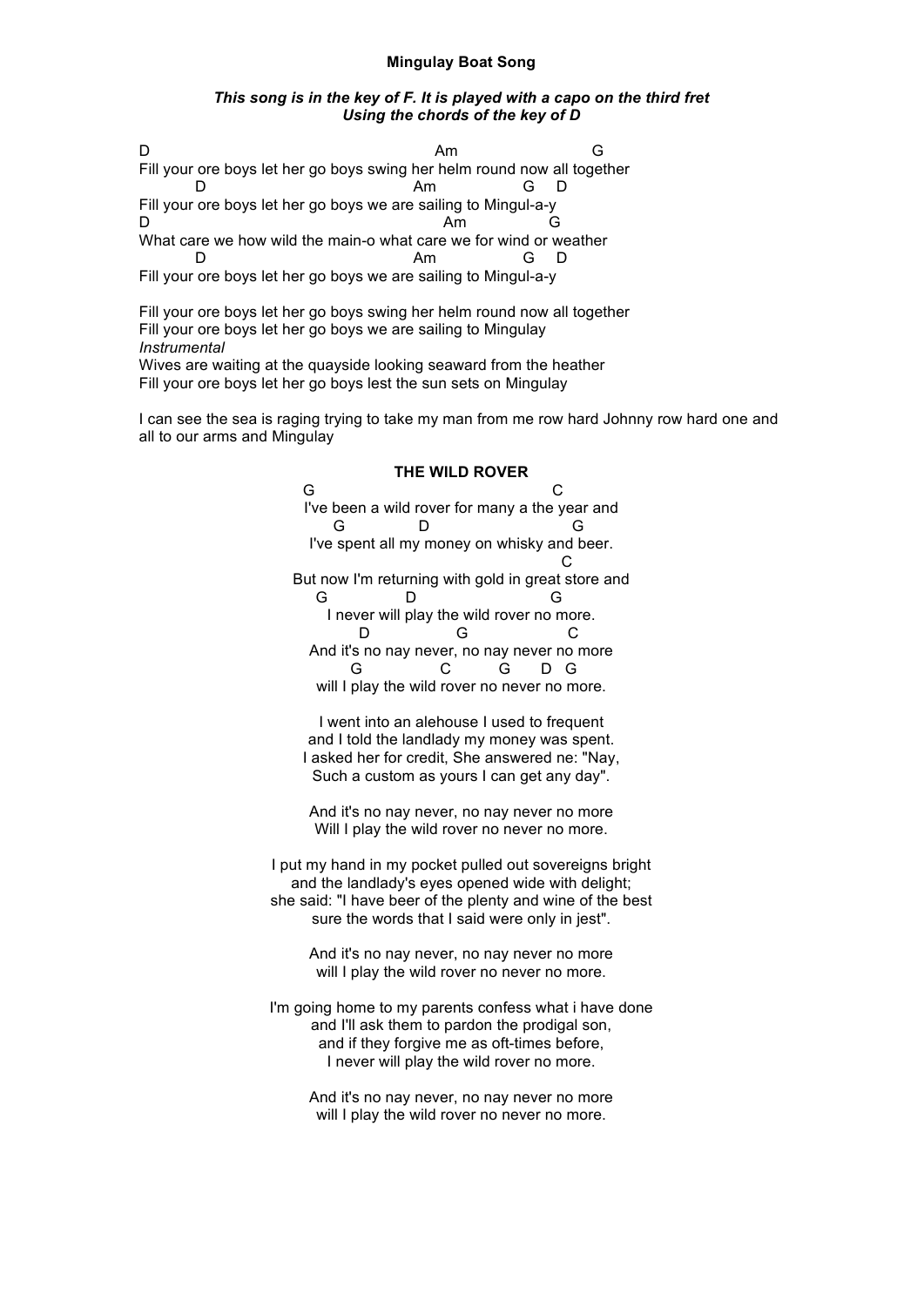## Mingulay Boat Song

***This song is in the key of F. It is played with a capo on the third fret Using the chords of the key of D***

```
D                                          Am                   G
Fill your ore boys let her go boys swing her helm round now all together
       D                                Am             G    D
Fill your ore boys let her go boys we are sailing to Mingul-a-y
D                                         Am              G
What care we how wild the main-o what care we for wind or weather
       D                                Am             G    D
Fill your ore boys let her go boys we are sailing to Mingul-a-y
```

Fill your ore boys let her go boys swing her helm round now all together
Fill your ore boys let her go boys we are sailing to Mingulay
*Instrumental*
Wives are waiting at the quayside looking seaward from the heather
Fill your ore boys let her go boys lest the sun sets on Mingulay

I can see the sea is raging trying to take my man from me row hard Johnny row hard one and all to our arms and Mingulay

## THE WILD ROVER

```
 G                                        C
I've been a wild rover for many a the year and
   G            D                       G
I've spent all my money on whisky and beer.
                                            C
But now I'm returning with gold in great store and
   G           D                        G
I never will play the wild rover no more.
       D              G                C
And it's no nay never, no nay never no more
       G              C         G      D  G
will I play the wild rover no never no more.
```

I went into an alehouse I used to frequent
and I told the landlady my money was spent.
I asked her for credit, She answered ne: "Nay,
Such a custom as yours I can get any day".

And it's no nay never, no nay never no more
Will I play the wild rover no never no more.

I put my hand in my pocket pulled out sovereigns bright
and the landlady's eyes opened wide with delight;
she said: "I have beer of the plenty and wine of the best
sure the words that I said were only in jest".

And it's no nay never, no nay never no more
will I play the wild rover no never no more.

I'm going home to my parents confess what i have done
and I'll ask them to pardon the prodigal son,
and if they forgive me as oft-times before,
I never will play the wild rover no more.

And it's no nay never, no nay never no more
will I play the wild rover no never no more.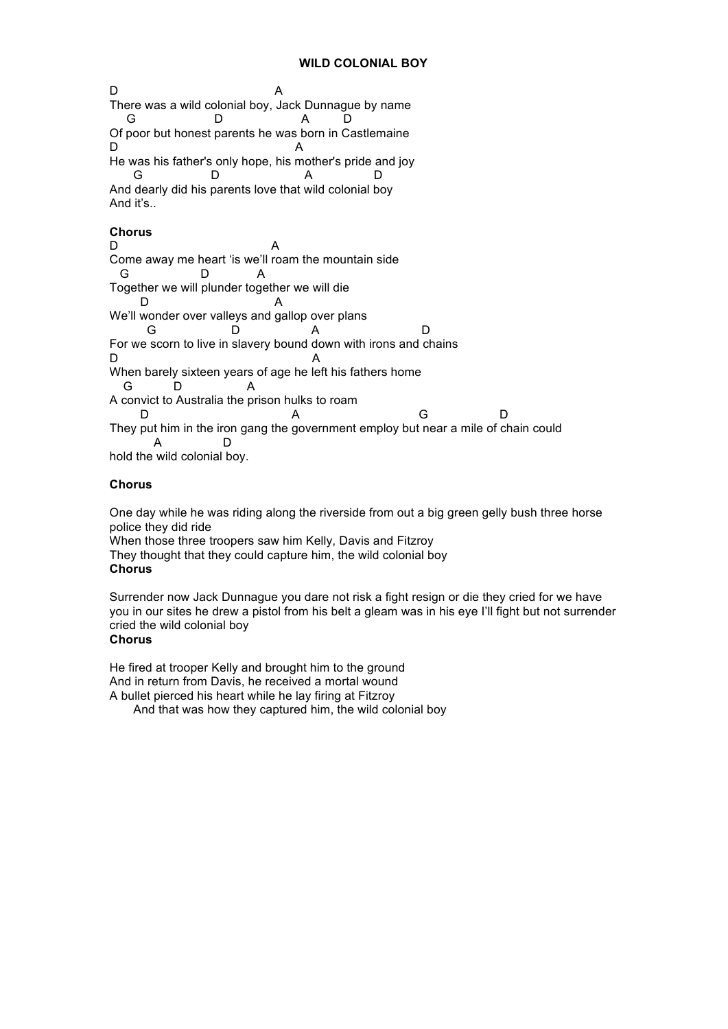# WILD COLONIAL BOY

```
D                                    A
There was a wild colonial boy, Jack Dunnague by name
    G                  D                 A       D
Of poor but honest parents he was born in Castlemaine
D                                        A
He was his father's only hope, his mother's pride and joy
     G                 D                    A              D
And dearly did his parents love that wild colonial boy
And it's..
```

**Chorus**

```
D                                    A
Come away me heart 'is we'll roam the mountain side
   G                D          A
Together we will plunder together we will die
       D                             A
We'll wonder over valleys and gallop over plans
         G                  D                A                      D
For we scorn to live in slavery bound down with irons and chains
D                                          A
When barely sixteen years of age he left his fathers home
   G         D              A
A convict to Australia the prison hulks to roam
       D                                  A                          G                  D
They put him in the iron gang the government employ but near a mile of chain could
          A              D
hold the wild colonial boy.
```

**Chorus**

One day while he was riding along the riverside from out a big green gelly bush three horse police they did ride
When those three troopers saw him Kelly, Davis and Fitzroy
They thought that they could capture him, the wild colonial boy
**Chorus**

Surrender now Jack Dunnague you dare not risk a fight resign or die they cried for we have you in our sites he drew a pistol from his belt a gleam was in his eye I'll fight but not surrender cried the wild colonial boy
**Chorus**

He fired at trooper Kelly and brought him to the ground
And in return from Davis, he received a mortal wound
A bullet pierced his heart while he lay firing at Fitzroy
And that was how they captured him, the wild colonial boy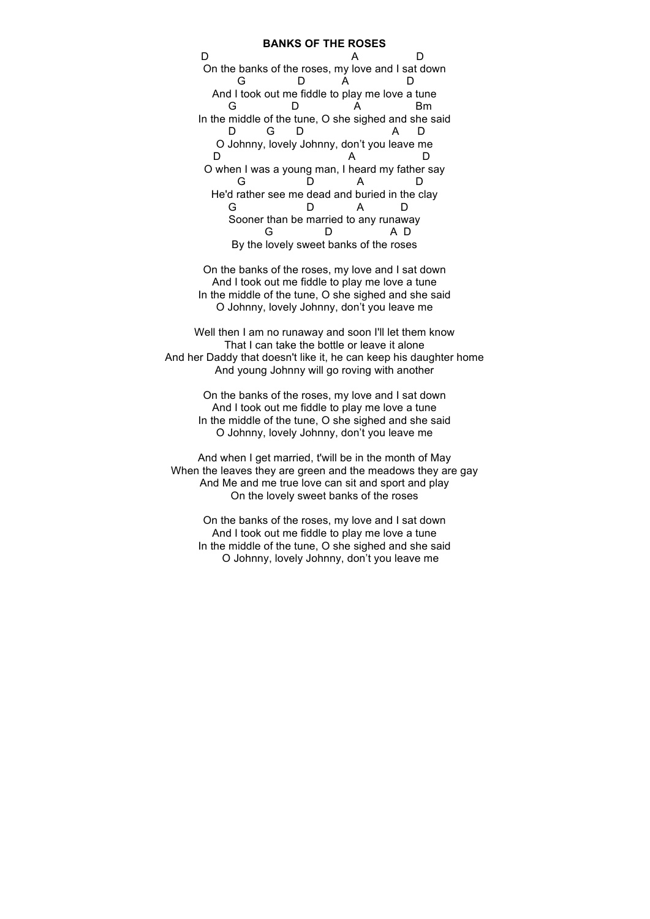**BANKS OF THE ROSES**

```
D                                         A            D
On the banks of the roses, my love and I sat down
      G              D          A              D
And I took out me fiddle to play me love a tune
      G              D              A              Bm
In the middle of the tune, O she sighed and she said
    D        G      D                       A     D
O Johnny, lovely Johnny, don't you leave me
  D                                      A                  D
O when I was a young man, I heard my father say
      G                D            A             D
He'd rather see me dead and buried in the clay
      G                D            A          D
Sooner than be married to any runaway
          G              D              A  D
By the lovely sweet banks of the roses
```

On the banks of the roses, my love and I sat down
And I took out me fiddle to play me love a tune
In the middle of the tune, O she sighed and she said
O Johnny, lovely Johnny, don't you leave me

Well then I am no runaway and soon I'll let them know
That I can take the bottle or leave it alone
And her Daddy that doesn't like it, he can keep his daughter home
And young Johnny will go roving with another

On the banks of the roses, my love and I sat down
And I took out me fiddle to play me love a tune
In the middle of the tune, O she sighed and she said
O Johnny, lovely Johnny, don't you leave me

And when I get married, t'will be in the month of May
When the leaves they are green and the meadows they are gay
And Me and me true love can sit and sport and play
On the lovely sweet banks of the roses

On the banks of the roses, my love and I sat down
And I took out me fiddle to play me love a tune
In the middle of the tune, O she sighed and she said
O Johnny, lovely Johnny, don't you leave me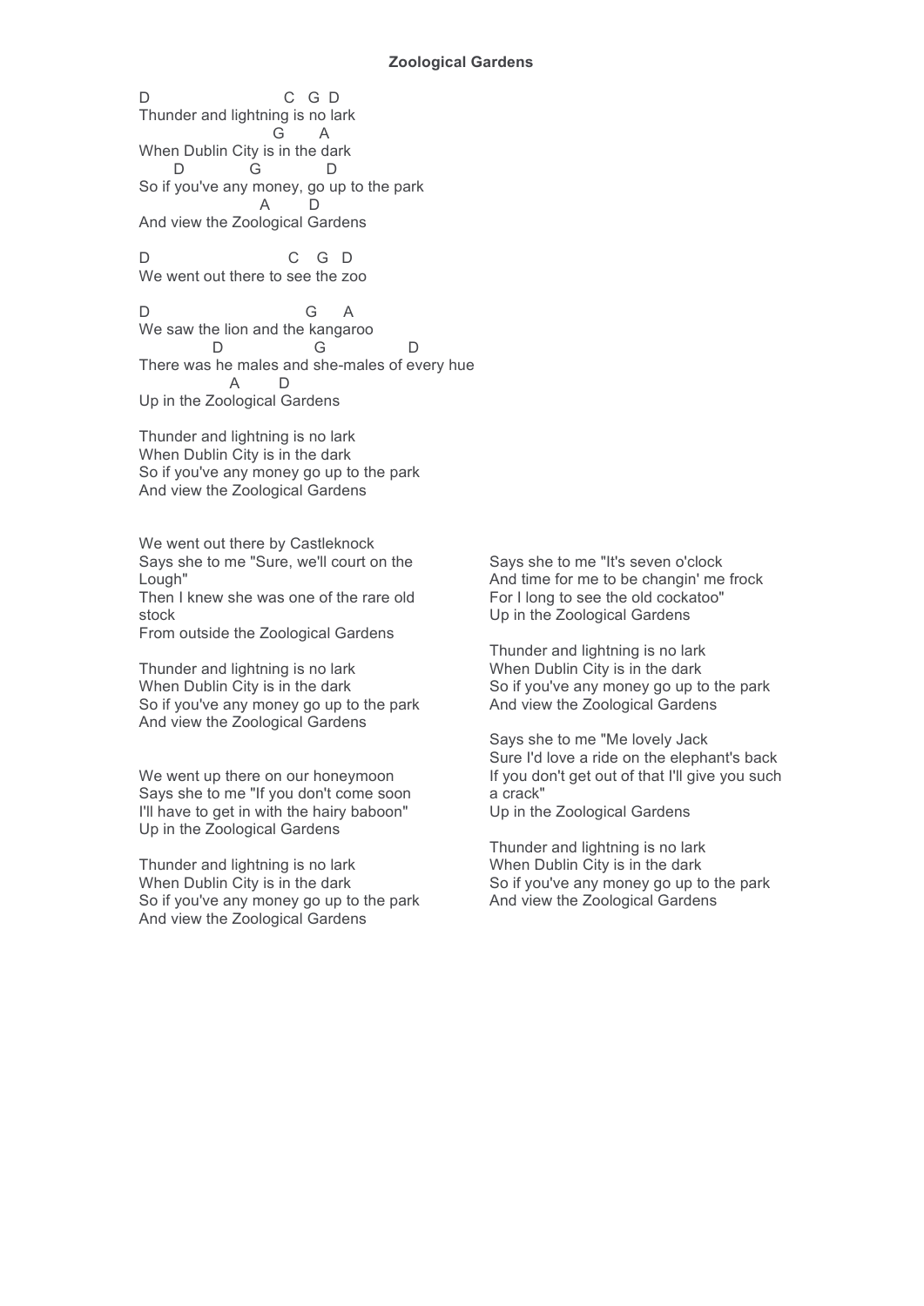## Zoological Gardens

```
D                          C   G  D
Thunder and lightning is no lark
                        G       A
When Dublin City is in the dark
       D              G              D
So if you've any money, go up to the park
                      A        D
And view the Zoological Gardens

D                          C   G   D
We went out there to see the zoo

D                              G      A
We saw the lion and the kangaroo
              D                  G                D
There was he males and she-males of every hue
                 A        D
Up in the Zoological Gardens
```

Thunder and lightning is no lark
When Dublin City is in the dark
So if you've any money go up to the park
And view the Zoological Gardens

We went out there by Castleknock
Says she to me "Sure, we'll court on the Lough"
Then I knew she was one of the rare old stock
From outside the Zoological Gardens

Thunder and lightning is no lark
When Dublin City is in the dark
So if you've any money go up to the park
And view the Zoological Gardens

We went up there on our honeymoon
Says she to me "If you don't come soon
I'll have to get in with the hairy baboon"
Up in the Zoological Gardens

Thunder and lightning is no lark
When Dublin City is in the dark
So if you've any money go up to the park
And view the Zoological Gardens

Says she to me "It's seven o'clock
And time for me to be changin' me frock
For I long to see the old cockatoo"
Up in the Zoological Gardens

Thunder and lightning is no lark
When Dublin City is in the dark
So if you've any money go up to the park
And view the Zoological Gardens

Says she to me "Me lovely Jack
Sure I'd love a ride on the elephant's back
If you don't get out of that I'll give you such a crack"
Up in the Zoological Gardens

Thunder and lightning is no lark
When Dublin City is in the dark
So if you've any money go up to the park
And view the Zoological Gardens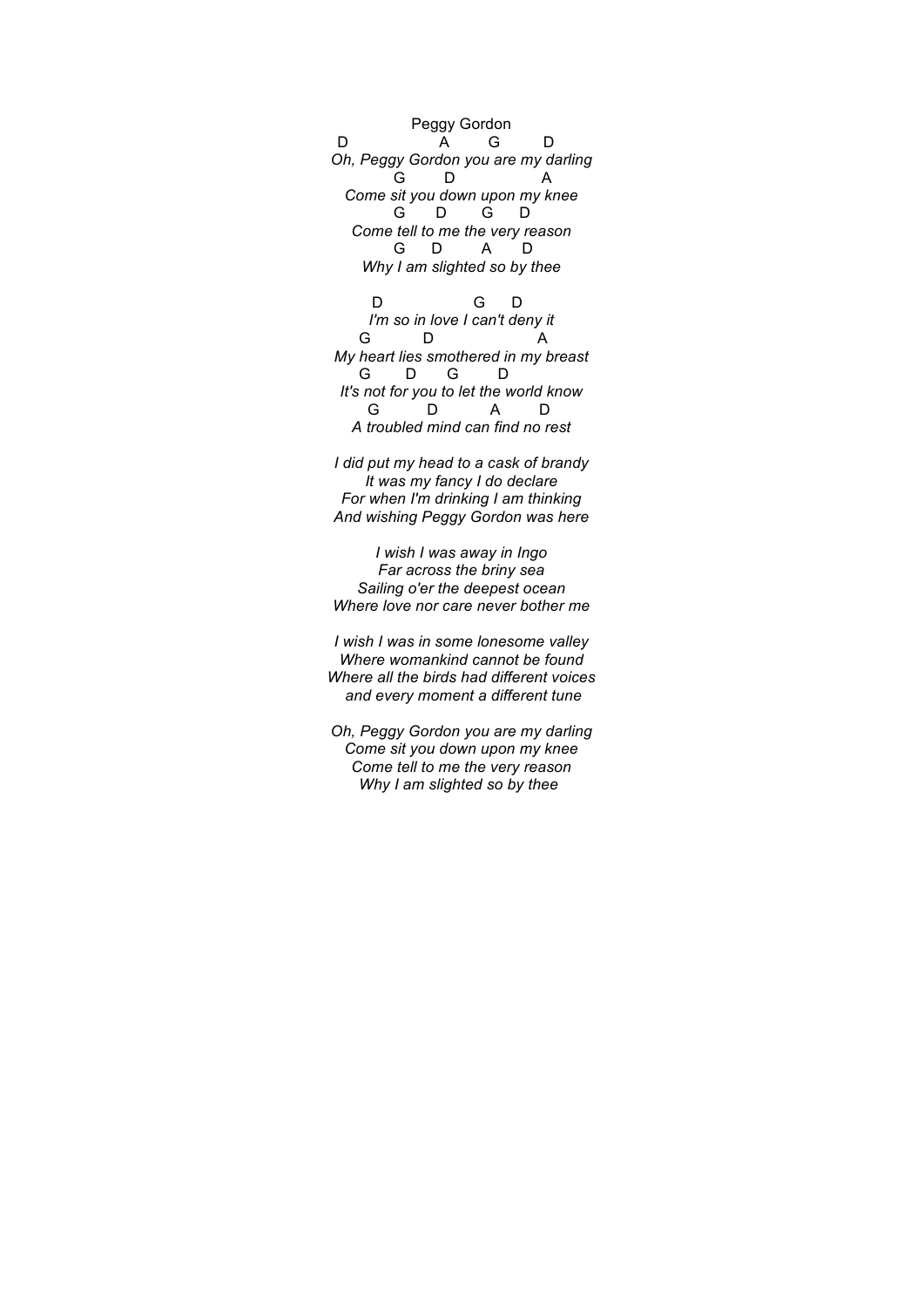## Peggy Gordon

```
D                    A        G         D
Oh, Peggy Gordon you are my darling
          G        D                 A
Come sit you down upon my knee
          G      D        G      D
Come tell to me the very reason
          G     D        A       D
Why I am slighted so by thee

   D                   G      D
I'm so in love I can't deny it
   G           D                    A
My heart lies smothered in my breast
   G       D       G        D
It's not for you to let the world know
   G           D           A        D
A troubled mind can find no rest
```

*I did put my head to a cask of brandy*
*It was my fancy I do declare*
*For when I'm drinking I am thinking*
*And wishing Peggy Gordon was here*

*I wish I was away in Ingo*
*Far across the briny sea*
*Sailing o'er the deepest ocean*
*Where love nor care never bother me*

*I wish I was in some lonesome valley*
*Where womankind cannot be found*
*Where all the birds had different voices*
*and every moment a different tune*

*Oh, Peggy Gordon you are my darling*
*Come sit you down upon my knee*
*Come tell to me the very reason*
*Why I am slighted so by thee*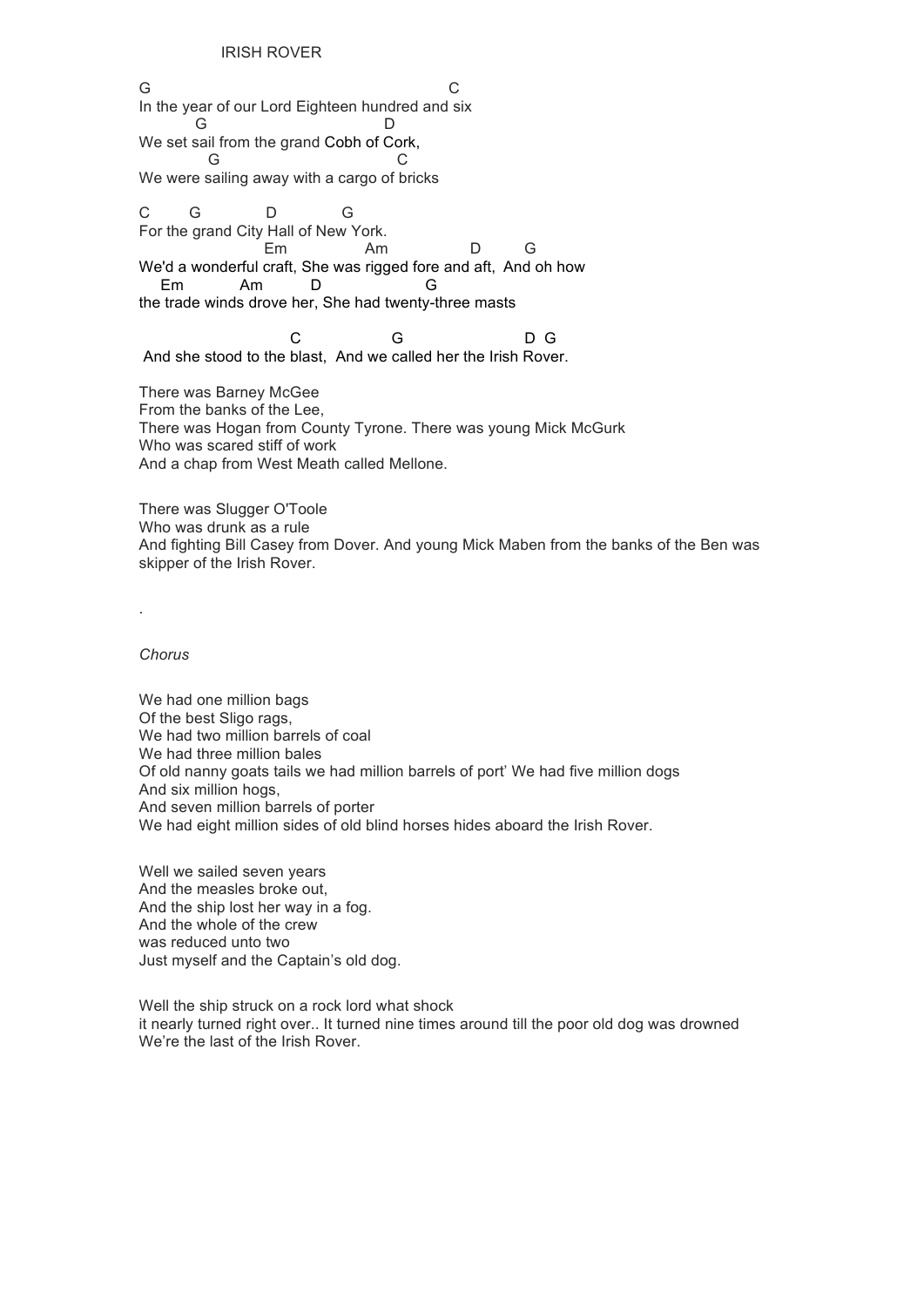# IRISH ROVER

```
G                                                    C
In the year of our Lord Eighteen hundred and six
        G                              D
We set sail from the grand Cobh of Cork,
          G                              C
We were sailing away with a cargo of bricks

C       G            D            G
For the grand City Hall of New York.
                    Em              Am              D        G
We'd a wonderful craft, She was rigged fore and aft,  And oh how
   Em          Am         D                  G
the trade winds drove her, She had twenty-three masts

                         C                 G                      D  G
 And she stood to the blast,  And we called her the Irish Rover.
```

There was Barney McGee
From the banks of the Lee,
There was Hogan from County Tyrone. There was young Mick McGurk
Who was scared stiff of work
And a chap from West Meath called Mellone.

There was Slugger O'Toole
Who was drunk as a rule
And fighting Bill Casey from Dover. And young Mick Maben from the banks of the Ben was skipper of the Irish Rover.

.

*Chorus*

We had one million bags
Of the best Sligo rags,
We had two million barrels of coal
We had three million bales
Of old nanny goats tails we had million barrels of port' We had five million dogs
And six million hogs,
And seven million barrels of porter
We had eight million sides of old blind horses hides aboard the Irish Rover.

Well we sailed seven years
And the measles broke out,
And the ship lost her way in a fog.
And the whole of the crew
was reduced unto two
Just myself and the Captain's old dog.

Well the ship struck on a rock lord what shock
it nearly turned right over.. It turned nine times around till the poor old dog was drowned
We're the last of the Irish Rover.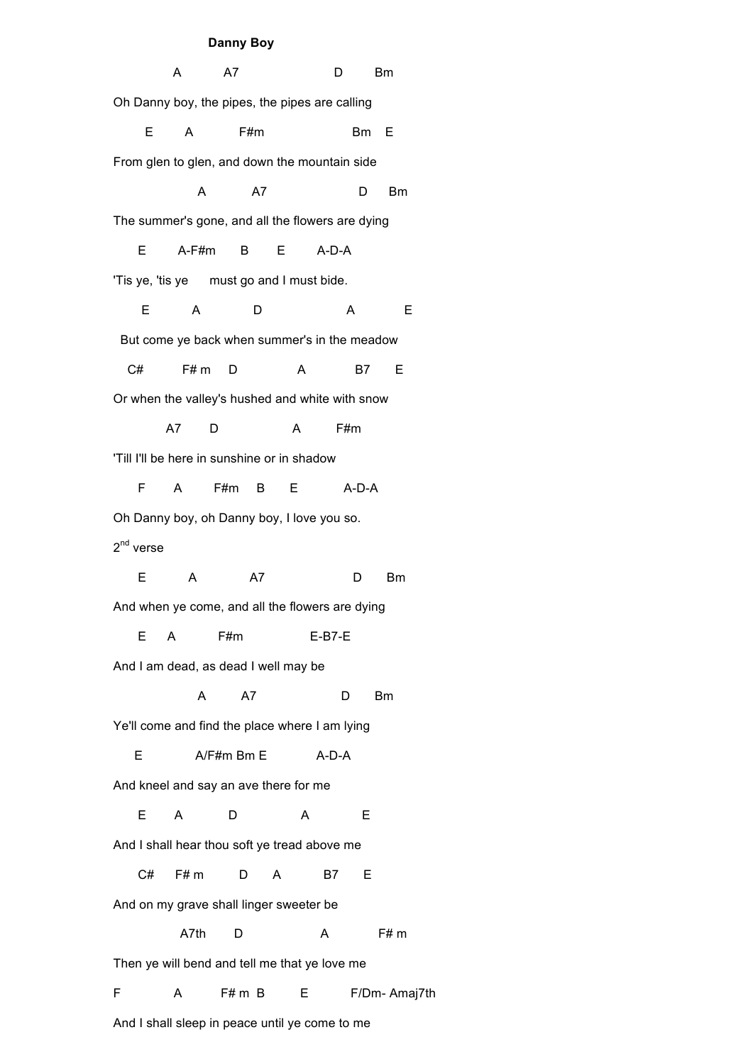**Danny Boy**

```
              A           A7                      D        Bm
Oh Danny boy, the pipes, the pipes are calling

     E        A          F#m                    Bm    E
From glen to glen, and down the mountain side

                  A           A7                     D      Bm
The summer's gone, and all the flowers are dying

    E       A-F#m      B       E        A-D-A
'Tis ye, 'tis ye      must go and I must bide.

     E          A            D                  A           E
  But come ye back when summer's in the meadow

  C#         F# m     D              A            B7      E
Or when the valley's hushed and white with snow

           A7       D                 A        F#m
'Till I'll be here in sunshine or in shadow

    F       A        F#m     B       E          A-D-A
Oh Danny boy, oh Danny boy, I love you so.
```

2nd verse

```
    E          A             A7                    D       Bm
And when ye come, and all the flowers are dying

    E     A          F#m                E-B7-E
And I am dead, as dead I well may be

                 A         A7                    D      Bm
Ye'll come and find the place where I am lying

   E             A/F#m Bm E            A-D-A
And kneel and say an ave there for me

    E       A           D                A            E
And I shall hear thou soft ye tread above me

    C#     F# m        D       A          B7      E
And on my grave shall linger sweeter be

             A7th       D                   A           F# m
Then ye will bend and tell me that ye love me

F            A         F# m  B         E          F/Dm- Amaj7th
And I shall sleep in peace until ye come to me
```